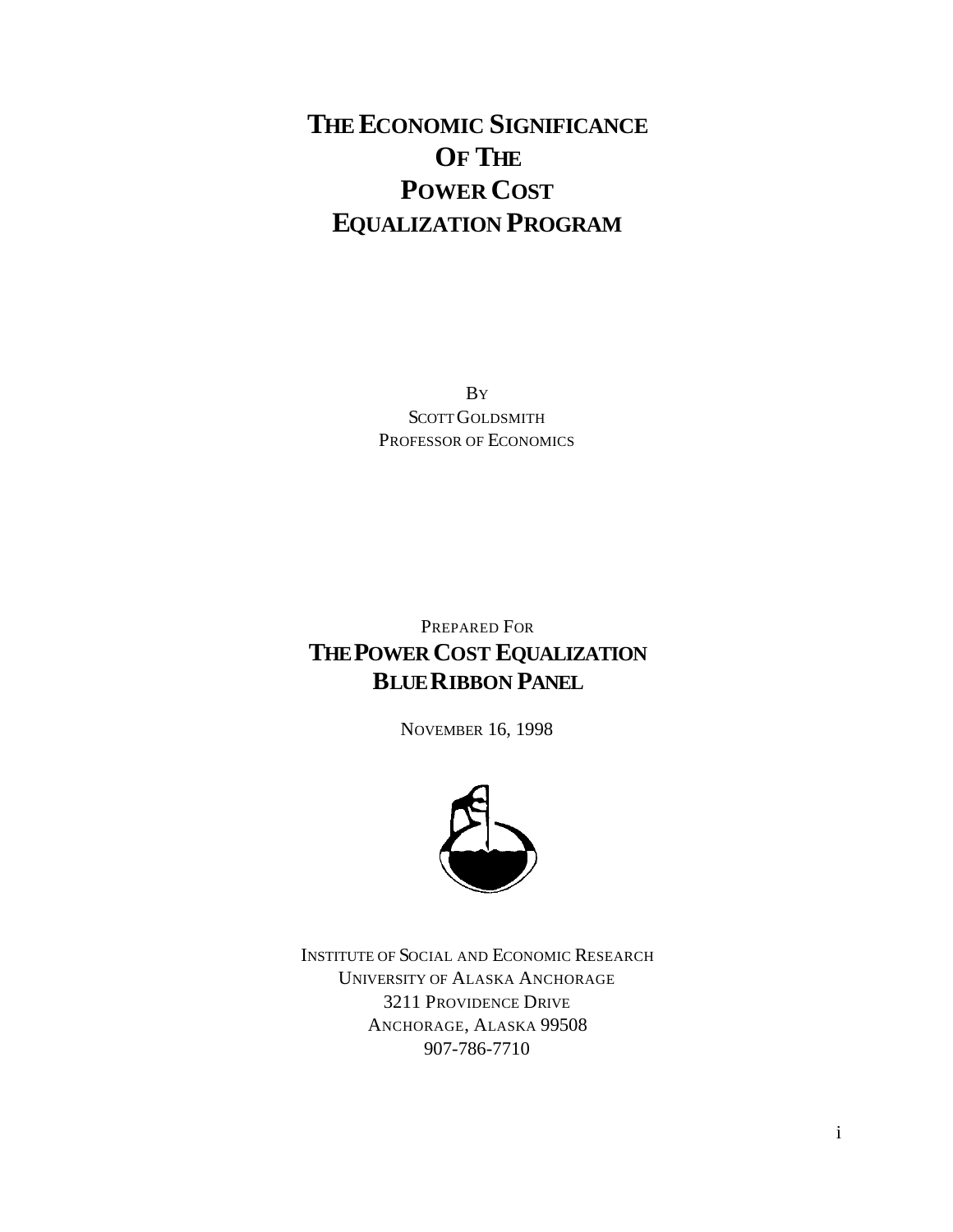# THE ECONOMIC SIGNIFICANCE OF THE POWER COST EQUALIZATION PROGRAM

BY
SCOTT GOLDSMITH
PROFESSOR OF ECONOMICS

PREPARED FOR
**THE POWER COST EQUALIZATION BLUE RIBBON PANEL**

NOVEMBER 16, 1998

INSTITUTE OF SOCIAL AND ECONOMIC RESEARCH
UNIVERSITY OF ALASKA ANCHORAGE
3211 PROVIDENCE DRIVE
ANCHORAGE, ALASKA 99508
907-786-7710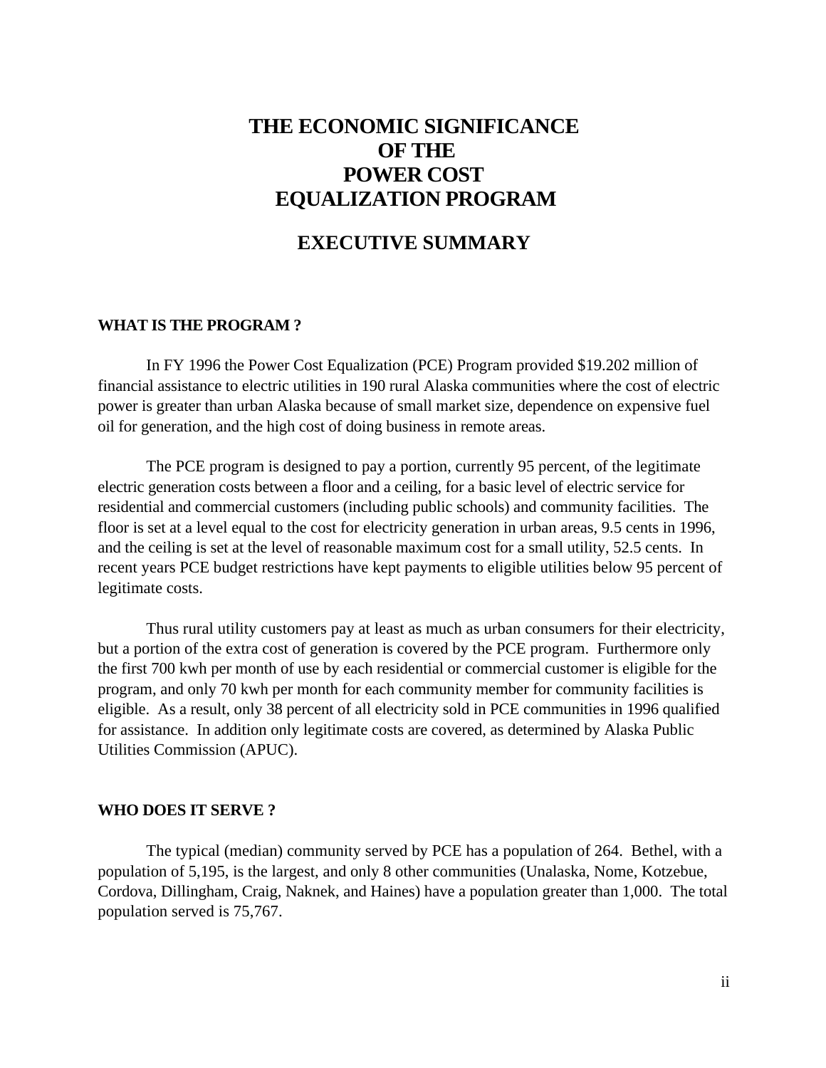# THE ECONOMIC SIGNIFICANCE OF THE POWER COST EQUALIZATION PROGRAM

## EXECUTIVE SUMMARY

### WHAT IS THE PROGRAM ?

In FY 1996 the Power Cost Equalization (PCE) Program provided $19.202 million of financial assistance to electric utilities in 190 rural Alaska communities where the cost of electric power is greater than urban Alaska because of small market size, dependence on expensive fuel oil for generation, and the high cost of doing business in remote areas.

The PCE program is designed to pay a portion, currently 95 percent, of the legitimate electric generation costs between a floor and a ceiling, for a basic level of electric service for residential and commercial customers (including public schools) and community facilities. The floor is set at a level equal to the cost for electricity generation in urban areas, 9.5 cents in 1996, and the ceiling is set at the level of reasonable maximum cost for a small utility, 52.5 cents. In recent years PCE budget restrictions have kept payments to eligible utilities below 95 percent of legitimate costs.

Thus rural utility customers pay at least as much as urban consumers for their electricity, but a portion of the extra cost of generation is covered by the PCE program. Furthermore only the first 700 kwh per month of use by each residential or commercial customer is eligible for the program, and only 70 kwh per month for each community member for community facilities is eligible. As a result, only 38 percent of all electricity sold in PCE communities in 1996 qualified for assistance. In addition only legitimate costs are covered, as determined by Alaska Public Utilities Commission (APUC).

### WHO DOES IT SERVE ?

The typical (median) community served by PCE has a population of 264. Bethel, with a population of 5,195, is the largest, and only 8 other communities (Unalaska, Nome, Kotzebue, Cordova, Dillingham, Craig, Naknek, and Haines) have a population greater than 1,000. The total population served is 75,767.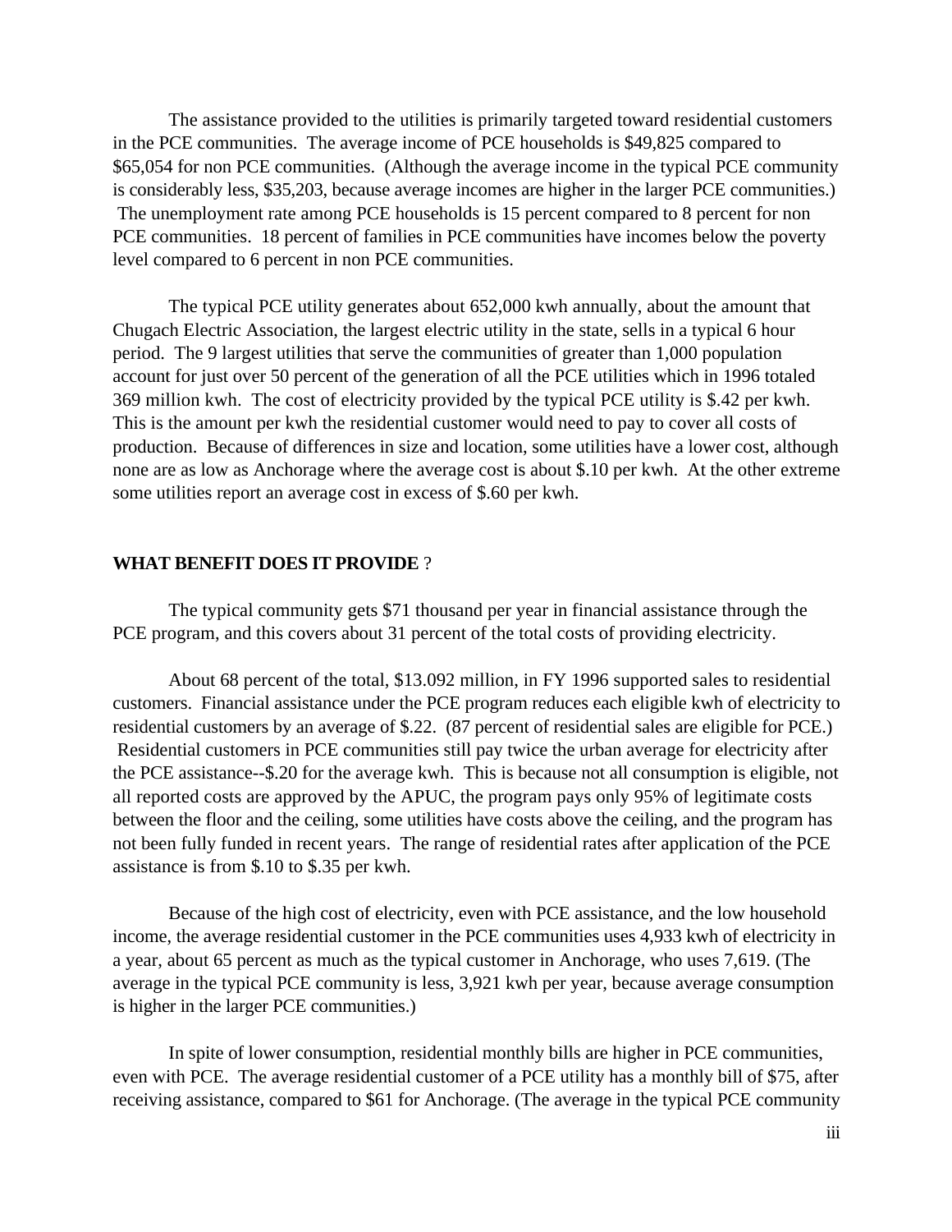The assistance provided to the utilities is primarily targeted toward residential customers in the PCE communities. The average income of PCE households is $49,825 compared to $65,054 for non PCE communities. (Although the average income in the typical PCE community is considerably less, $35,203, because average incomes are higher in the larger PCE communities.) The unemployment rate among PCE households is 15 percent compared to 8 percent for non PCE communities. 18 percent of families in PCE communities have incomes below the poverty level compared to 6 percent in non PCE communities.

The typical PCE utility generates about 652,000 kwh annually, about the amount that Chugach Electric Association, the largest electric utility in the state, sells in a typical 6 hour period. The 9 largest utilities that serve the communities of greater than 1,000 population account for just over 50 percent of the generation of all the PCE utilities which in 1996 totaled 369 million kwh. The cost of electricity provided by the typical PCE utility is $.42 per kwh. This is the amount per kwh the residential customer would need to pay to cover all costs of production. Because of differences in size and location, some utilities have a lower cost, although none are as low as Anchorage where the average cost is about $.10 per kwh. At the other extreme some utilities report an average cost in excess of $.60 per kwh.

## **WHAT BENEFIT DOES IT PROVIDE** ?

The typical community gets $71 thousand per year in financial assistance through the PCE program, and this covers about 31 percent of the total costs of providing electricity.

About 68 percent of the total, $13.092 million, in FY 1996 supported sales to residential customers. Financial assistance under the PCE program reduces each eligible kwh of electricity to residential customers by an average of $.22. (87 percent of residential sales are eligible for PCE.) Residential customers in PCE communities still pay twice the urban average for electricity after the PCE assistance--$.20 for the average kwh. This is because not all consumption is eligible, not all reported costs are approved by the APUC, the program pays only 95% of legitimate costs between the floor and the ceiling, some utilities have costs above the ceiling, and the program has not been fully funded in recent years. The range of residential rates after application of the PCE assistance is from $.10 to $.35 per kwh.

Because of the high cost of electricity, even with PCE assistance, and the low household income, the average residential customer in the PCE communities uses 4,933 kwh of electricity in a year, about 65 percent as much as the typical customer in Anchorage, who uses 7,619. (The average in the typical PCE community is less, 3,921 kwh per year, because average consumption is higher in the larger PCE communities.)

In spite of lower consumption, residential monthly bills are higher in PCE communities, even with PCE. The average residential customer of a PCE utility has a monthly bill of $75, after receiving assistance, compared to $61 for Anchorage. (The average in the typical PCE community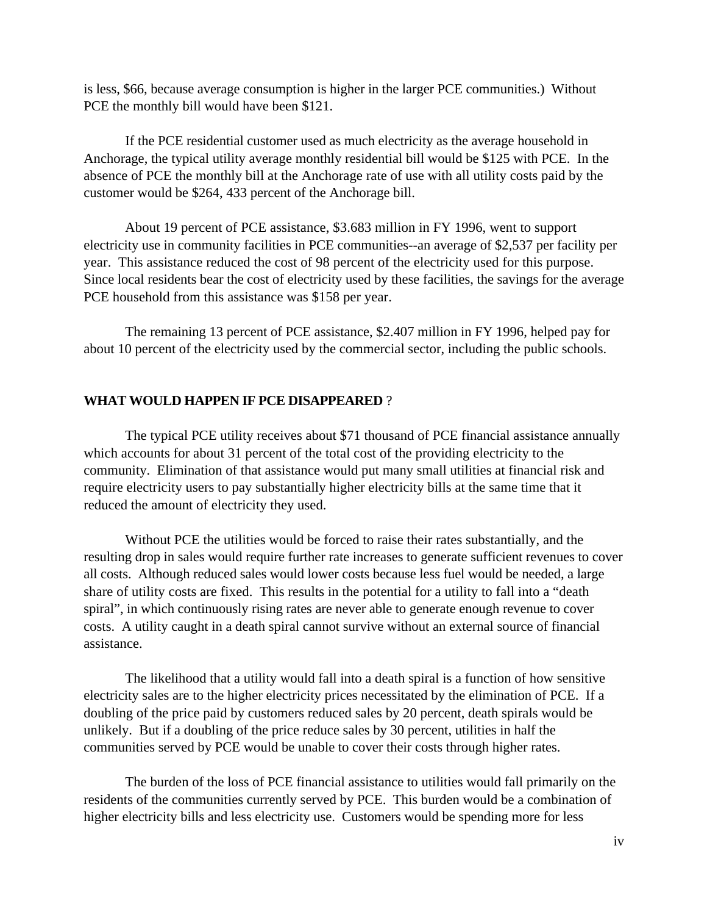is less, $66, because average consumption is higher in the larger PCE communities.) Without PCE the monthly bill would have been $121.

If the PCE residential customer used as much electricity as the average household in Anchorage, the typical utility average monthly residential bill would be $125 with PCE. In the absence of PCE the monthly bill at the Anchorage rate of use with all utility costs paid by the customer would be $264, 433 percent of the Anchorage bill.

About 19 percent of PCE assistance, $3.683 million in FY 1996, went to support electricity use in community facilities in PCE communities--an average of $2,537 per facility per year. This assistance reduced the cost of 98 percent of the electricity used for this purpose. Since local residents bear the cost of electricity used by these facilities, the savings for the average PCE household from this assistance was $158 per year.

The remaining 13 percent of PCE assistance, $2.407 million in FY 1996, helped pay for about 10 percent of the electricity used by the commercial sector, including the public schools.

**WHAT WOULD HAPPEN IF PCE DISAPPEARED** ?

The typical PCE utility receives about $71 thousand of PCE financial assistance annually which accounts for about 31 percent of the total cost of the providing electricity to the community. Elimination of that assistance would put many small utilities at financial risk and require electricity users to pay substantially higher electricity bills at the same time that it reduced the amount of electricity they used.

Without PCE the utilities would be forced to raise their rates substantially, and the resulting drop in sales would require further rate increases to generate sufficient revenues to cover all costs. Although reduced sales would lower costs because less fuel would be needed, a large share of utility costs are fixed. This results in the potential for a utility to fall into a "death spiral", in which continuously rising rates are never able to generate enough revenue to cover costs. A utility caught in a death spiral cannot survive without an external source of financial assistance.

The likelihood that a utility would fall into a death spiral is a function of how sensitive electricity sales are to the higher electricity prices necessitated by the elimination of PCE. If a doubling of the price paid by customers reduced sales by 20 percent, death spirals would be unlikely. But if a doubling of the price reduce sales by 30 percent, utilities in half the communities served by PCE would be unable to cover their costs through higher rates.

The burden of the loss of PCE financial assistance to utilities would fall primarily on the residents of the communities currently served by PCE. This burden would be a combination of higher electricity bills and less electricity use. Customers would be spending more for less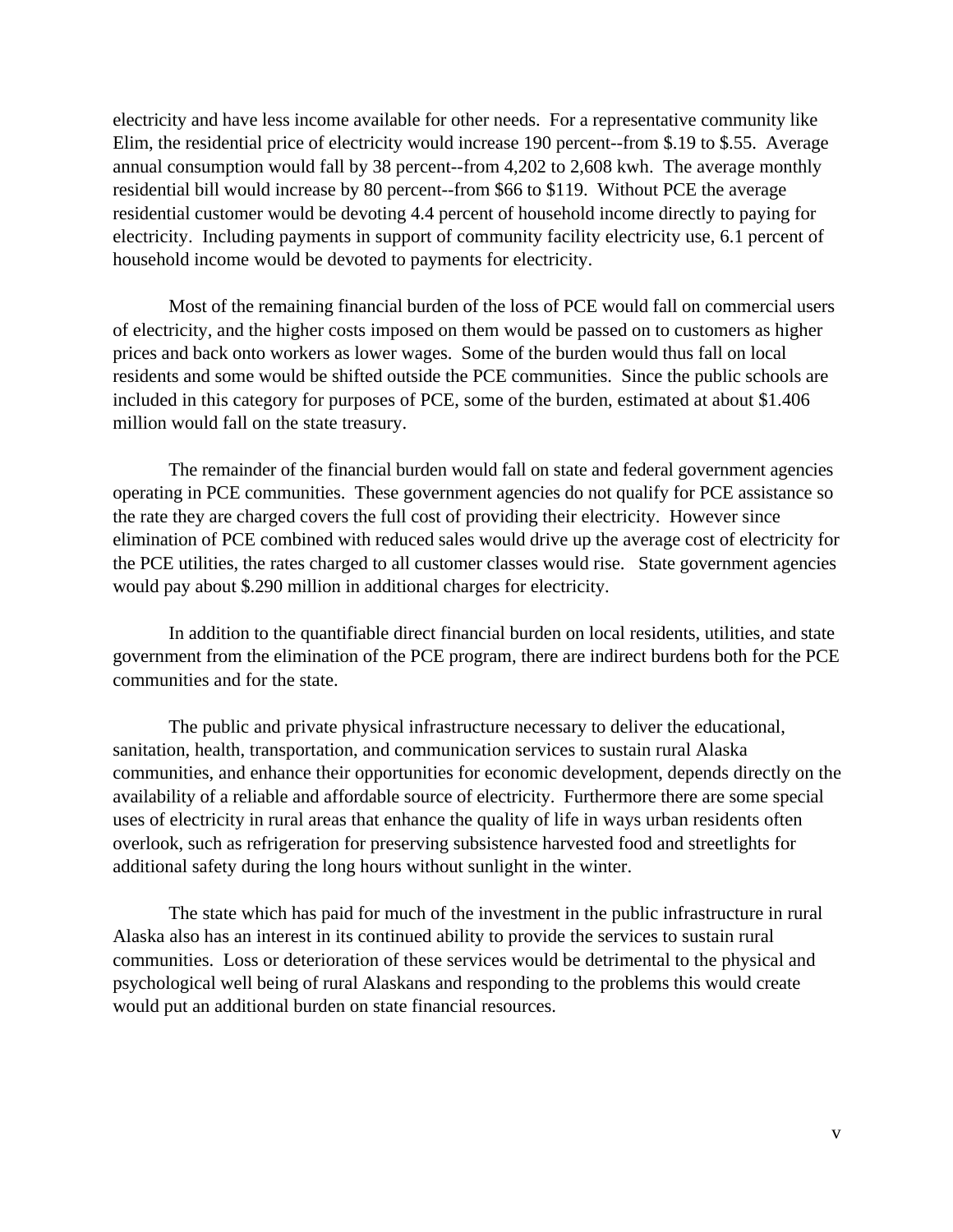electricity and have less income available for other needs. For a representative community like Elim, the residential price of electricity would increase 190 percent--from $.19 to $.55. Average annual consumption would fall by 38 percent--from 4,202 to 2,608 kwh. The average monthly residential bill would increase by 80 percent--from $66 to $119. Without PCE the average residential customer would be devoting 4.4 percent of household income directly to paying for electricity. Including payments in support of community facility electricity use, 6.1 percent of household income would be devoted to payments for electricity.

Most of the remaining financial burden of the loss of PCE would fall on commercial users of electricity, and the higher costs imposed on them would be passed on to customers as higher prices and back onto workers as lower wages. Some of the burden would thus fall on local residents and some would be shifted outside the PCE communities. Since the public schools are included in this category for purposes of PCE, some of the burden, estimated at about $1.406 million would fall on the state treasury.

The remainder of the financial burden would fall on state and federal government agencies operating in PCE communities. These government agencies do not qualify for PCE assistance so the rate they are charged covers the full cost of providing their electricity. However since elimination of PCE combined with reduced sales would drive up the average cost of electricity for the PCE utilities, the rates charged to all customer classes would rise. State government agencies would pay about $.290 million in additional charges for electricity.

In addition to the quantifiable direct financial burden on local residents, utilities, and state government from the elimination of the PCE program, there are indirect burdens both for the PCE communities and for the state.

The public and private physical infrastructure necessary to deliver the educational, sanitation, health, transportation, and communication services to sustain rural Alaska communities, and enhance their opportunities for economic development, depends directly on the availability of a reliable and affordable source of electricity. Furthermore there are some special uses of electricity in rural areas that enhance the quality of life in ways urban residents often overlook, such as refrigeration for preserving subsistence harvested food and streetlights for additional safety during the long hours without sunlight in the winter.

The state which has paid for much of the investment in the public infrastructure in rural Alaska also has an interest in its continued ability to provide the services to sustain rural communities. Loss or deterioration of these services would be detrimental to the physical and psychological well being of rural Alaskans and responding to the problems this would create would put an additional burden on state financial resources.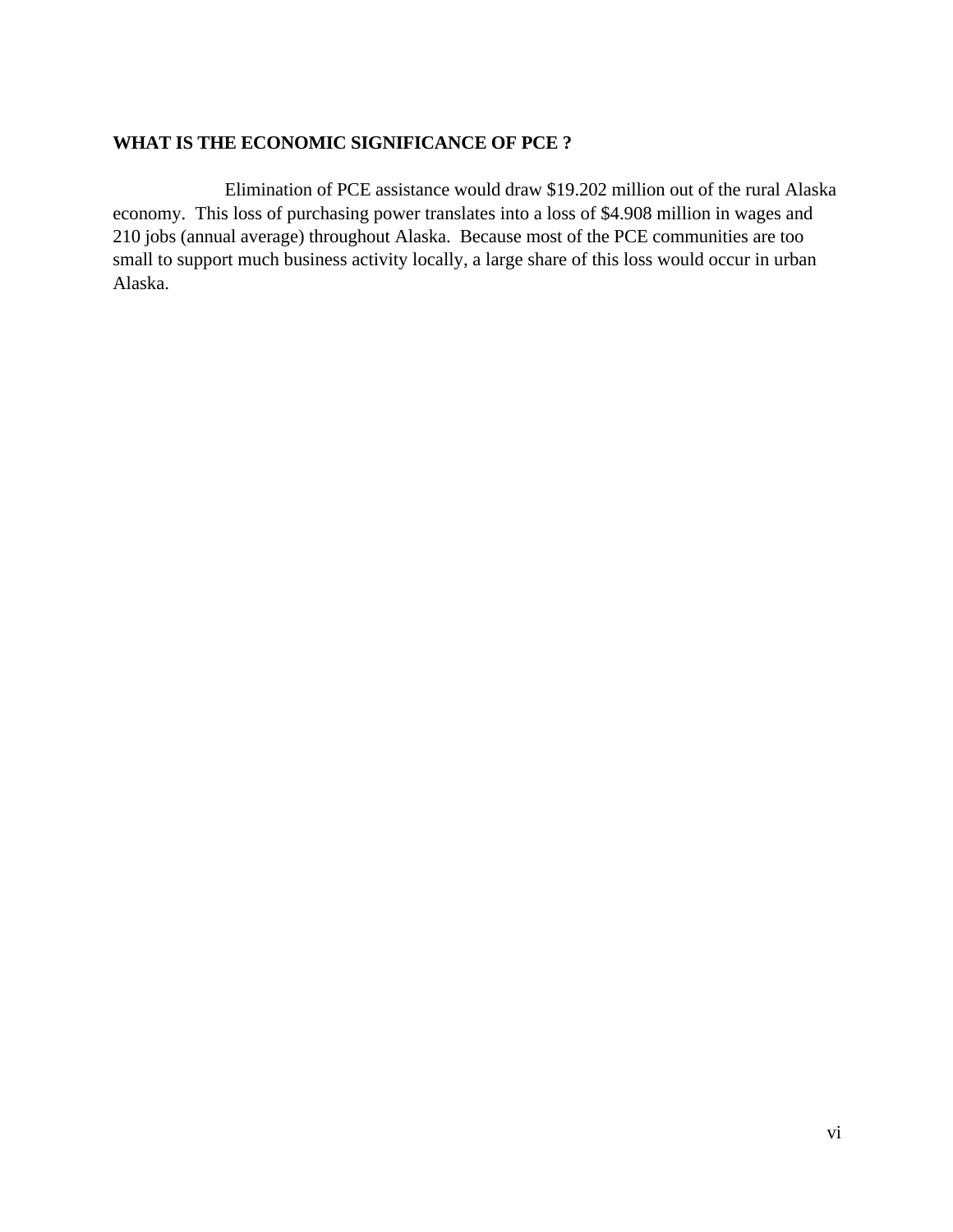## WHAT IS THE ECONOMIC SIGNIFICANCE OF PCE ?

Elimination of PCE assistance would draw $19.202 million out of the rural Alaska economy. This loss of purchasing power translates into a loss of $4.908 million in wages and 210 jobs (annual average) throughout Alaska. Because most of the PCE communities are too small to support much business activity locally, a large share of this loss would occur in urban Alaska.